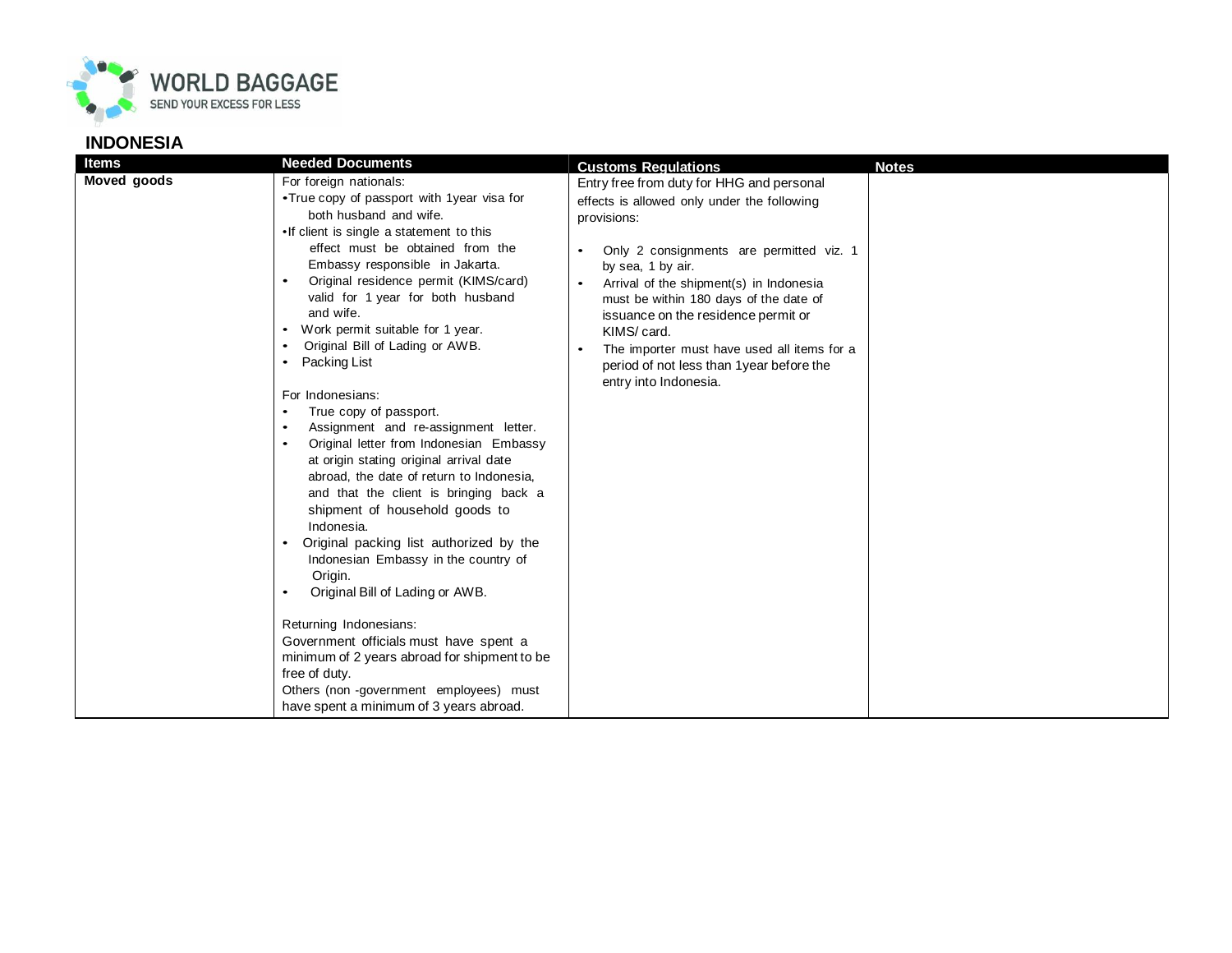WORLD BAGGAGE
SEND YOUR EXCESS FOR LESS

## INDONESIA

| Items | Needed Documents | Customs Regulations | Notes |
|---|---|---|---|
| **Moved goods** | For foreign nationals:<br>• True copy of passport with 1year visa for both husband and wife.<br>• If client is single a statement to this effect must be obtained from the Embassy responsible in Jakarta.<br>• Original residence permit (KIMS/card) valid for 1 year for both husband and wife.<br>• Work permit suitable for 1 year.<br>• Original Bill of Lading or AWB.<br>• Packing List<br><br>For Indonesians:<br>• True copy of passport.<br>• Assignment and re-assignment letter.<br>• Original letter from Indonesian Embassy at origin stating original arrival date abroad, the date of return to Indonesia, and that the client is bringing back a shipment of household goods to Indonesia.<br>• Original packing list authorized by the Indonesian Embassy in the country of Origin.<br>• Original Bill of Lading or AWB.<br><br>Returning Indonesians:<br>Government officials must have spent a minimum of 2 years abroad for shipment to be free of duty.<br>Others (non -government employees) must have spent a minimum of 3 years abroad. | Entry free from duty for HHG and personal effects is allowed only under the following provisions:<br><br>• Only 2 consignments are permitted viz. 1 by sea, 1 by air.<br>• Arrival of the shipment(s) in Indonesia must be within 180 days of the date of issuance on the residence permit or KIMS/ card.<br>• The importer must have used all items for a period of not less than 1year before the entry into Indonesia. | |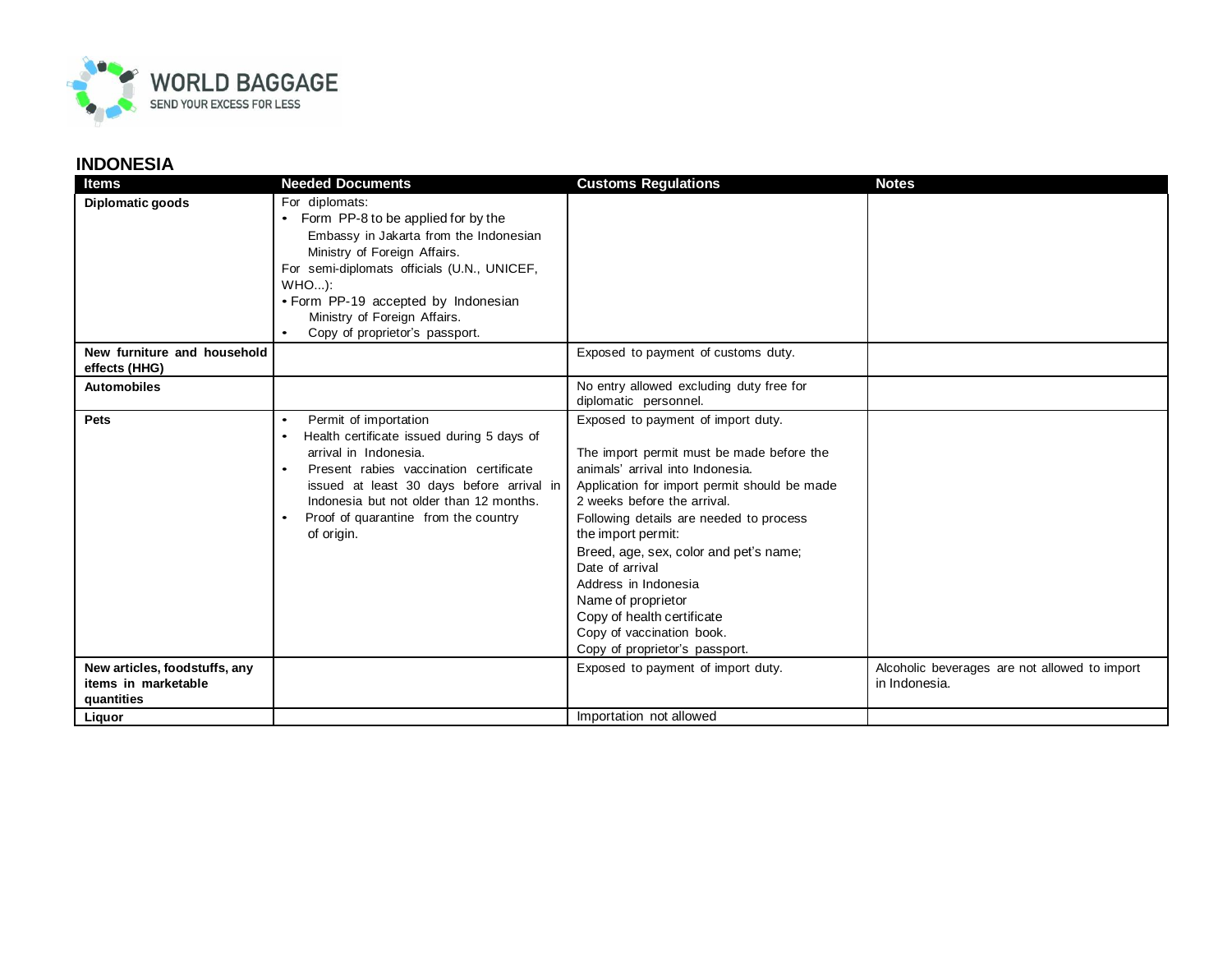## INDONESIA

| Items | Needed Documents | Customs Regulations | Notes |
|---|---|---|---|
| **Diplomatic goods** | For diplomats:<br>• Form PP-8 to be applied for by the Embassy in Jakarta from the Indonesian Ministry of Foreign Affairs.<br>For semi-diplomats officials (U.N., UNICEF, WHO...):<br>• Form PP-19 accepted by Indonesian Ministry of Foreign Affairs.<br>• Copy of proprietor's passport. | | |
| **New furniture and household effects (HHG)** | | Exposed to payment of customs duty. | |
| **Automobiles** | | No entry allowed excluding duty free for diplomatic personnel. | |
| **Pets** | • Permit of importation<br>• Health certificate issued during 5 days of arrival in Indonesia.<br>• Present rabies vaccination certificate issued at least 30 days before arrival in Indonesia but not older than 12 months.<br>• Proof of quarantine from the country of origin. | Exposed to payment of import duty.<br><br>The import permit must be made before the animals' arrival into Indonesia.<br>Application for import permit should be made 2 weeks before the arrival.<br>Following details are needed to process the import permit:<br>Breed, age, sex, color and pet's name;<br>Date of arrival<br>Address in Indonesia<br>Name of proprietor<br>Copy of health certificate<br>Copy of vaccination book.<br>Copy of proprietor's passport. | |
| **New articles, foodstuffs, any items in marketable quantities** | | Exposed to payment of import duty. | Alcoholic beverages are not allowed to import in Indonesia. |
| **Liquor** | | Importation not allowed | |